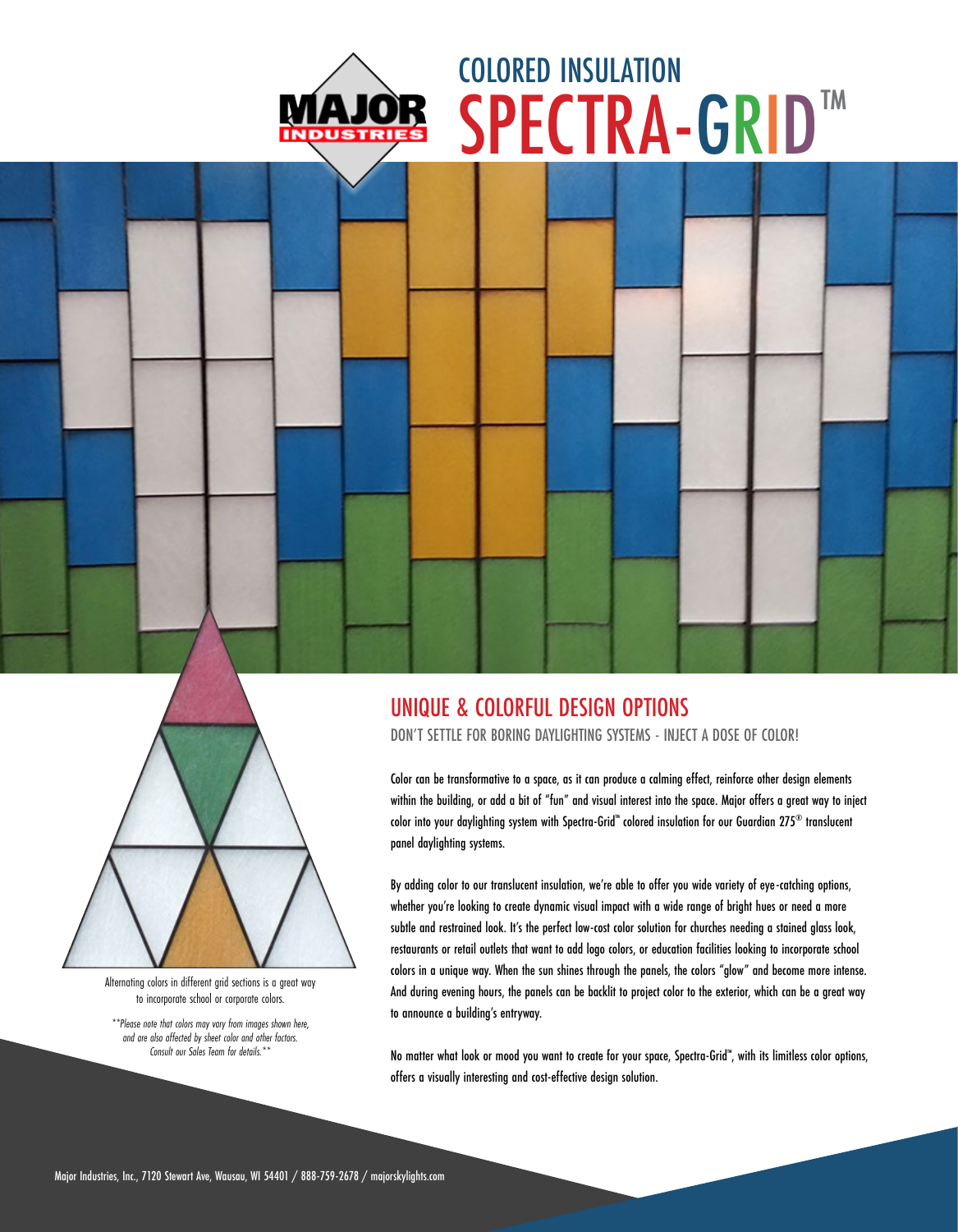# COLORED INSULATION

# SPECTRA-GRID™

## UNIQUE & COLORFUL DESIGN OPTIONS

DON'T SETTLE FOR BORING DAYLIGHTING SYSTEMS - INJECT A DOSE OF COLOR!

Color can be transformative to a space, as it can produce a calming effect, reinforce other design elements within the building, or add a bit of "fun" and visual interest into the space. Major offers a great way to inject color into your daylighting system with Spectra-Grid™ colored insulation for our Guardian 275® translucent panel daylighting systems.

By adding color to our translucent insulation, we're able to offer you wide variety of eye-catching options, whether you're looking to create dynamic visual impact with a wide range of bright hues or need a more subtle and restrained look. It's the perfect low-cost color solution for churches needing a stained glass look, restaurants or retail outlets that want to add logo colors, or education facilities looking to incorporate school colors in a unique way. When the sun shines through the panels, the colors "glow" and become more intense. And during evening hours, the panels can be backlit to project color to the exterior, which can be a great way to announce a building's entryway.

No matter what look or mood you want to create for your space, Spectra-Grid™, with its limitless color options, offers a visually interesting and cost-effective design solution.

Alternating colors in different grid sections is a great way to incorporate school or corporate colors.

*\*\*Please note that colors may vary from images shown here, and are also affected by sheet color and other factors. Consult our Sales Team for details.\*\**

Major Industries, Inc., 7120 Stewart Ave, Wausau, WI 54401 / 888-759-2678 / majorskylights.com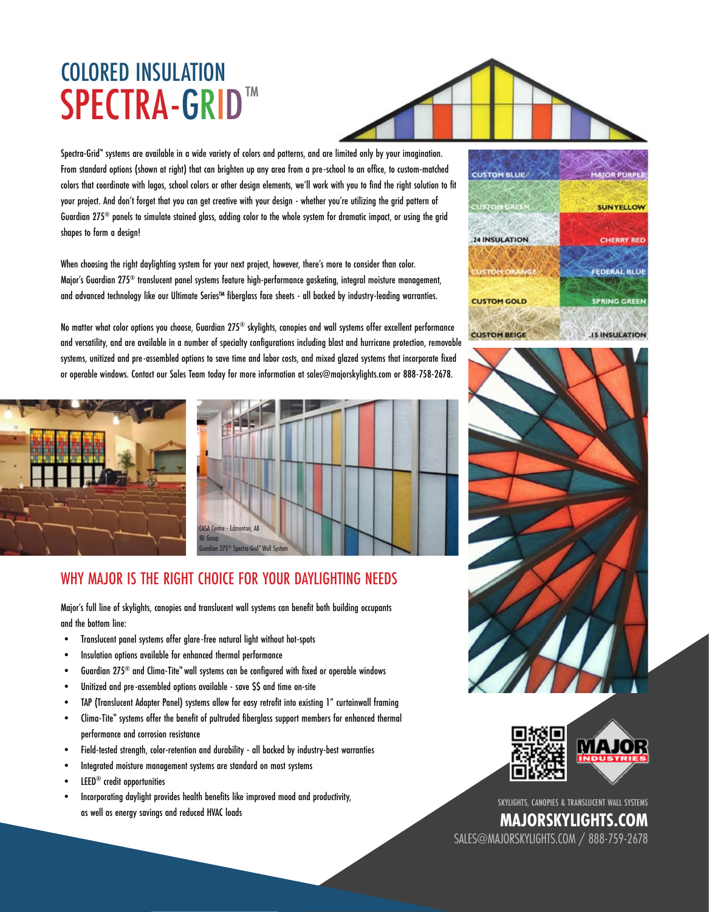# COLORED INSULATION
# SPECTRA-GRID™

Spectra-Grid™ systems are available in a wide variety of colors and patterns, and are limited only by your imagination. From standard options (shown at right) that can brighten up any area from a pre-school to an office, to custom-matched colors that coordinate with logos, school colors or other design elements, we'll work with you to find the right solution to fit your project. And don't forget that you can get creative with your design - whether you're utilizing the grid pattern of Guardian 275® panels to simulate stained glass, adding color to the whole system for dramatic impact, or using the grid shapes to form a design!

When choosing the right daylighting system for your next project, however, there's more to consider than color. Major's Guardian 275® translucent panel systems feature high-performance gasketing, integral moisture management, and advanced technology like our Ultimate Series™ fiberglass face sheets - all backed by industry-leading warranties.

No matter what color options you choose, Guardian 275® skylights, canopies and wall systems offer excellent performance and versatility, and are available in a number of specialty configurations including blast and hurricane protection, removable systems, unitized and pre-assembled options to save time and labor costs, and mixed glazed systems that incorporate fixed or operable windows. Contact our Sales Team today for more information at sales@majorskylights.com or 888-758-2678.

CUSTOM BLUE
MAJOR PURPLE
CUSTOM GREEN
SUNYELLOW
.24 INSULATION
CHERRY RED
CUSTOM ORANGE
FEDERAL BLUE
CUSTOM GOLD
SPRING GREEN
CUSTOM BEIGE
.15 INSULATION

CASA Centre - Edmonton, AB
IBI Group
Guardian 275® Spectra-Grid™ Wall System

## WHY MAJOR IS THE RIGHT CHOICE FOR YOUR DAYLIGHTING NEEDS

Major's full line of skylights, canopies and translucent wall systems can benefit both building occupants and the bottom line:

- Translucent panel systems offer glare-free natural light without hot-spots
- Insulation options available for enhanced thermal performance
- Guardian 275® and Clima-Tite™ wall systems can be configured with fixed or operable windows
- Unitized and pre-assembled options available - save $$ and time on-site
- TAP (Translucent Adapter Panel) systems allow for easy retrofit into existing 1" curtainwall framing
- Clima-Tite™ systems offer the benefit of pultruded fiberglass support members for enhanced thermal performance and corrosion resistance
- Field-tested strength, color-retention and durability - all backed by industry-best warranties
- Integrated moisture management systems are standard on most systems
- LEED® credit opportunities
- Incorporating daylight provides health benefits like improved mood and productivity, as well as energy savings and reduced HVAC loads

MAJOR INDUSTRIES

SKYLIGHTS, CANOPIES & TRANSLUCENT WALL SYSTEMS

**MAJORSKYLIGHTS.COM**

SALES@MAJORSKYLIGHTS.COM / 888-759-2678